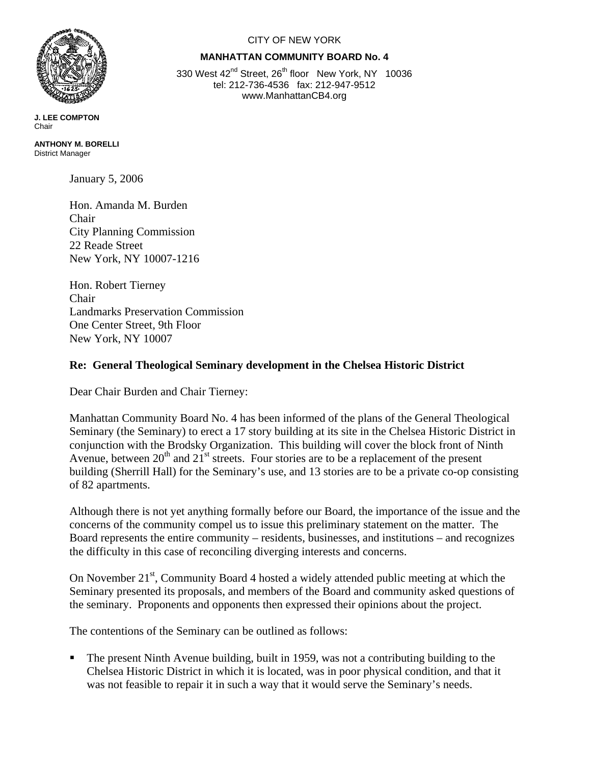CITY OF NEW YORK

**MANHATTAN COMMUNITY BOARD No. 4**

330 West 42nd Street, 26th floor New York, NY 10036
tel: 212-736-4536 fax: 212-947-9512
www.ManhattanCB4.org

**J. LEE COMPTON**
Chair

**ANTHONY M. BORELLI**
District Manager

January 5, 2006

Hon. Amanda M. Burden
Chair
City Planning Commission
22 Reade Street
New York, NY 10007-1216

Hon. Robert Tierney
Chair
Landmarks Preservation Commission
One Center Street, 9th Floor
New York, NY 10007

**Re: General Theological Seminary development in the Chelsea Historic District**

Dear Chair Burden and Chair Tierney:

Manhattan Community Board No. 4 has been informed of the plans of the General Theological Seminary (the Seminary) to erect a 17 story building at its site in the Chelsea Historic District in conjunction with the Brodsky Organization. This building will cover the block front of Ninth Avenue, between 20th and 21st streets. Four stories are to be a replacement of the present building (Sherrill Hall) for the Seminary's use, and 13 stories are to be a private co-op consisting of 82 apartments.

Although there is not yet anything formally before our Board, the importance of the issue and the concerns of the community compel us to issue this preliminary statement on the matter. The Board represents the entire community – residents, businesses, and institutions – and recognizes the difficulty in this case of reconciling diverging interests and concerns.

On November 21st, Community Board 4 hosted a widely attended public meeting at which the Seminary presented its proposals, and members of the Board and community asked questions of the seminary. Proponents and opponents then expressed their opinions about the project.

The contentions of the Seminary can be outlined as follows:

- The present Ninth Avenue building, built in 1959, was not a contributing building to the Chelsea Historic District in which it is located, was in poor physical condition, and that it was not feasible to repair it in such a way that it would serve the Seminary's needs.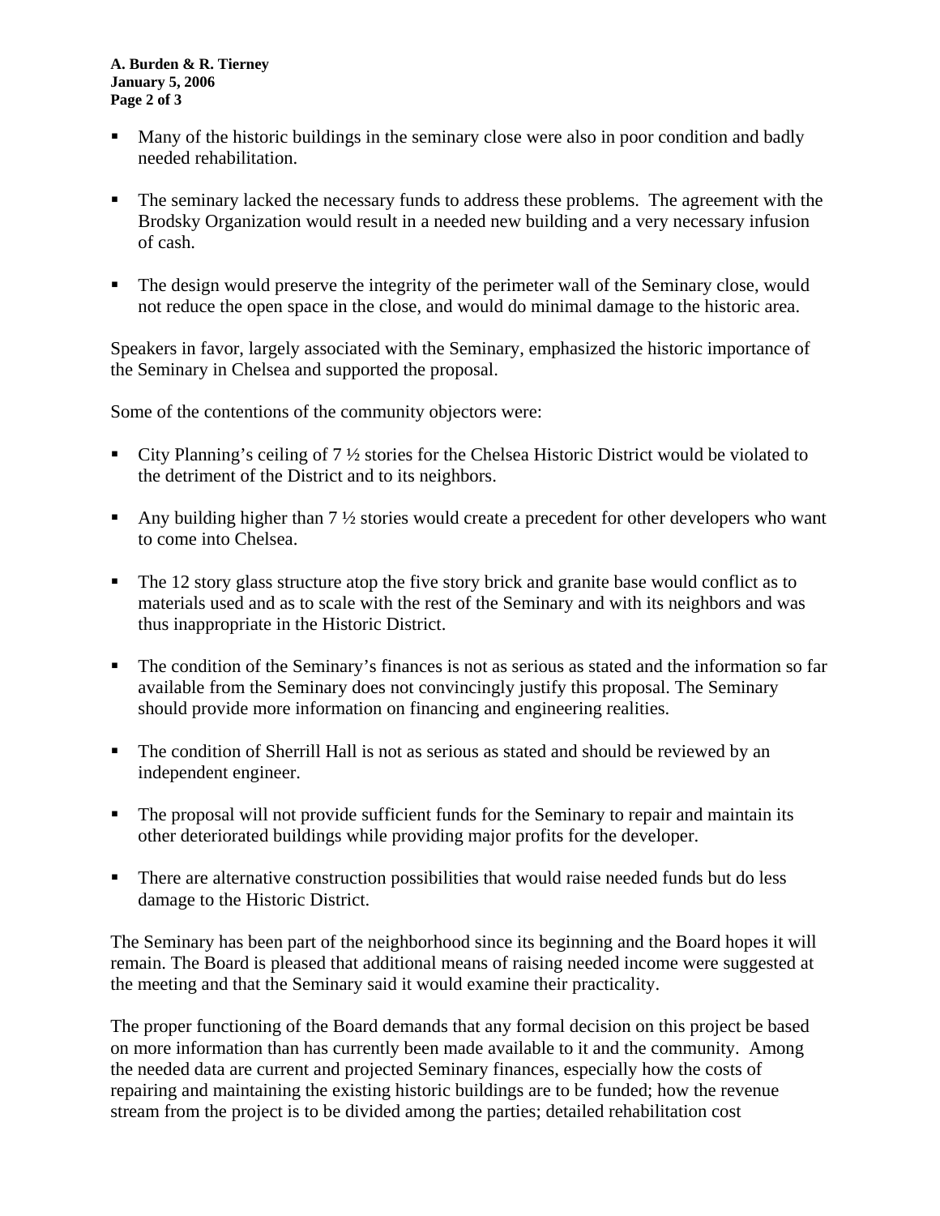- Many of the historic buildings in the seminary close were also in poor condition and badly needed rehabilitation.

- The seminary lacked the necessary funds to address these problems. The agreement with the Brodsky Organization would result in a needed new building and a very necessary infusion of cash.

- The design would preserve the integrity of the perimeter wall of the Seminary close, would not reduce the open space in the close, and would do minimal damage to the historic area.

Speakers in favor, largely associated with the Seminary, emphasized the historic importance of the Seminary in Chelsea and supported the proposal.

Some of the contentions of the community objectors were:

- City Planning's ceiling of 7 ½ stories for the Chelsea Historic District would be violated to the detriment of the District and to its neighbors.

- Any building higher than 7 ½ stories would create a precedent for other developers who want to come into Chelsea.

- The 12 story glass structure atop the five story brick and granite base would conflict as to materials used and as to scale with the rest of the Seminary and with its neighbors and was thus inappropriate in the Historic District.

- The condition of the Seminary's finances is not as serious as stated and the information so far available from the Seminary does not convincingly justify this proposal. The Seminary should provide more information on financing and engineering realities.

- The condition of Sherrill Hall is not as serious as stated and should be reviewed by an independent engineer.

- The proposal will not provide sufficient funds for the Seminary to repair and maintain its other deteriorated buildings while providing major profits for the developer.

- There are alternative construction possibilities that would raise needed funds but do less damage to the Historic District.

The Seminary has been part of the neighborhood since its beginning and the Board hopes it will remain. The Board is pleased that additional means of raising needed income were suggested at the meeting and that the Seminary said it would examine their practicality.

The proper functioning of the Board demands that any formal decision on this project be based on more information than has currently been made available to it and the community. Among the needed data are current and projected Seminary finances, especially how the costs of repairing and maintaining the existing historic buildings are to be funded; how the revenue stream from the project is to be divided among the parties; detailed rehabilitation cost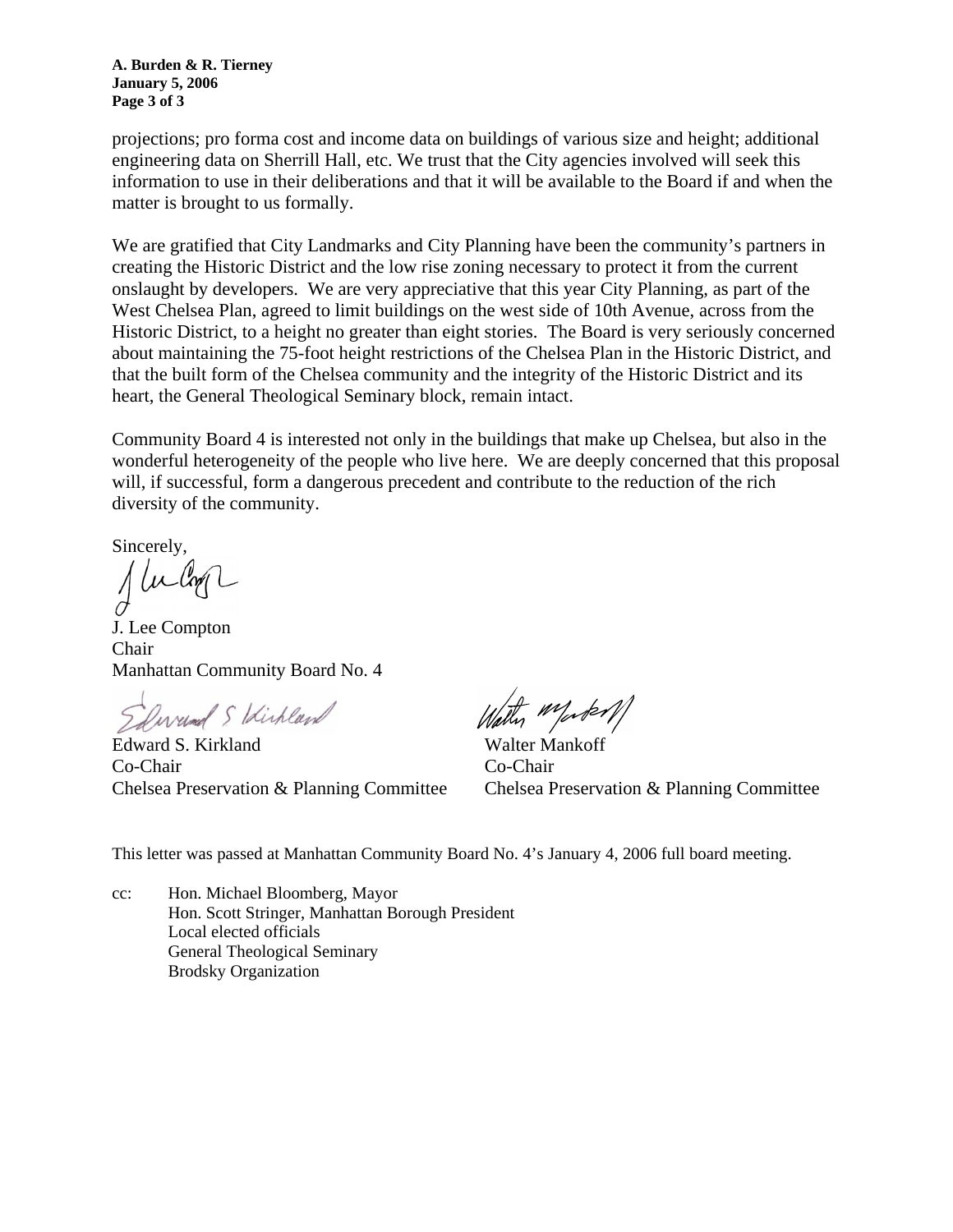projections; pro forma cost and income data on buildings of various size and height; additional engineering data on Sherrill Hall, etc. We trust that the City agencies involved will seek this information to use in their deliberations and that it will be available to the Board if and when the matter is brought to us formally.

We are gratified that City Landmarks and City Planning have been the community's partners in creating the Historic District and the low rise zoning necessary to protect it from the current onslaught by developers. We are very appreciative that this year City Planning, as part of the West Chelsea Plan, agreed to limit buildings on the west side of 10th Avenue, across from the Historic District, to a height no greater than eight stories. The Board is very seriously concerned about maintaining the 75-foot height restrictions of the Chelsea Plan in the Historic District, and that the built form of the Chelsea community and the integrity of the Historic District and its heart, the General Theological Seminary block, remain intact.

Community Board 4 is interested not only in the buildings that make up Chelsea, but also in the wonderful heterogeneity of the people who live here. We are deeply concerned that this proposal will, if successful, form a dangerous precedent and contribute to the reduction of the rich diversity of the community.

Sincerely,

J. Lee Compton
Chair
Manhattan Community Board No. 4

Edward S. Kirkland
Co-Chair
Chelsea Preservation & Planning Committee

Walter Mankoff
Co-Chair
Chelsea Preservation & Planning Committee

This letter was passed at Manhattan Community Board No. 4's January 4, 2006 full board meeting.

cc: Hon. Michael Bloomberg, Mayor
Hon. Scott Stringer, Manhattan Borough President
Local elected officials
General Theological Seminary
Brodsky Organization